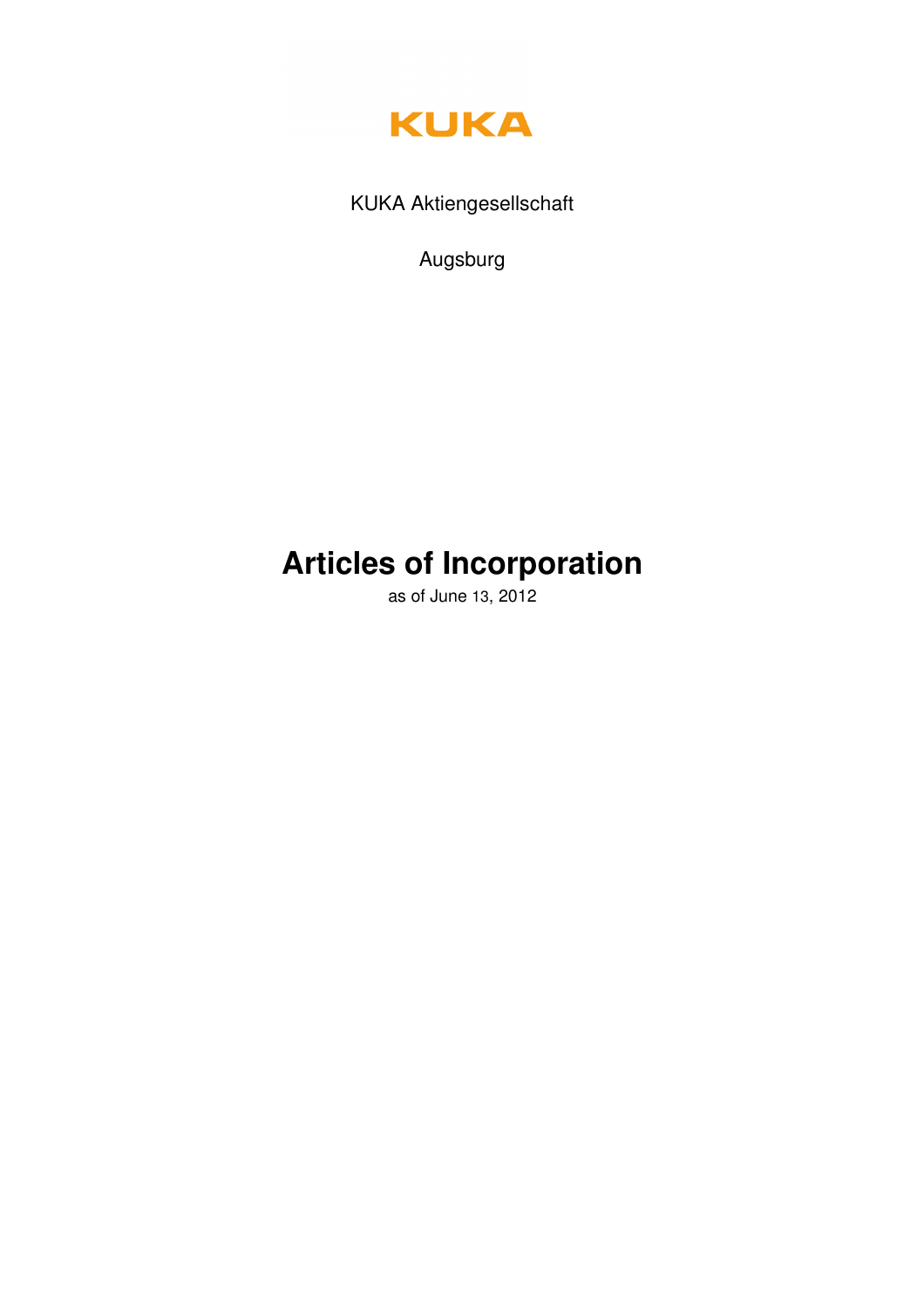KUKA

KUKA Aktiengesellschaft

Augsburg

# Articles of Incorporation

as of June 13, 2012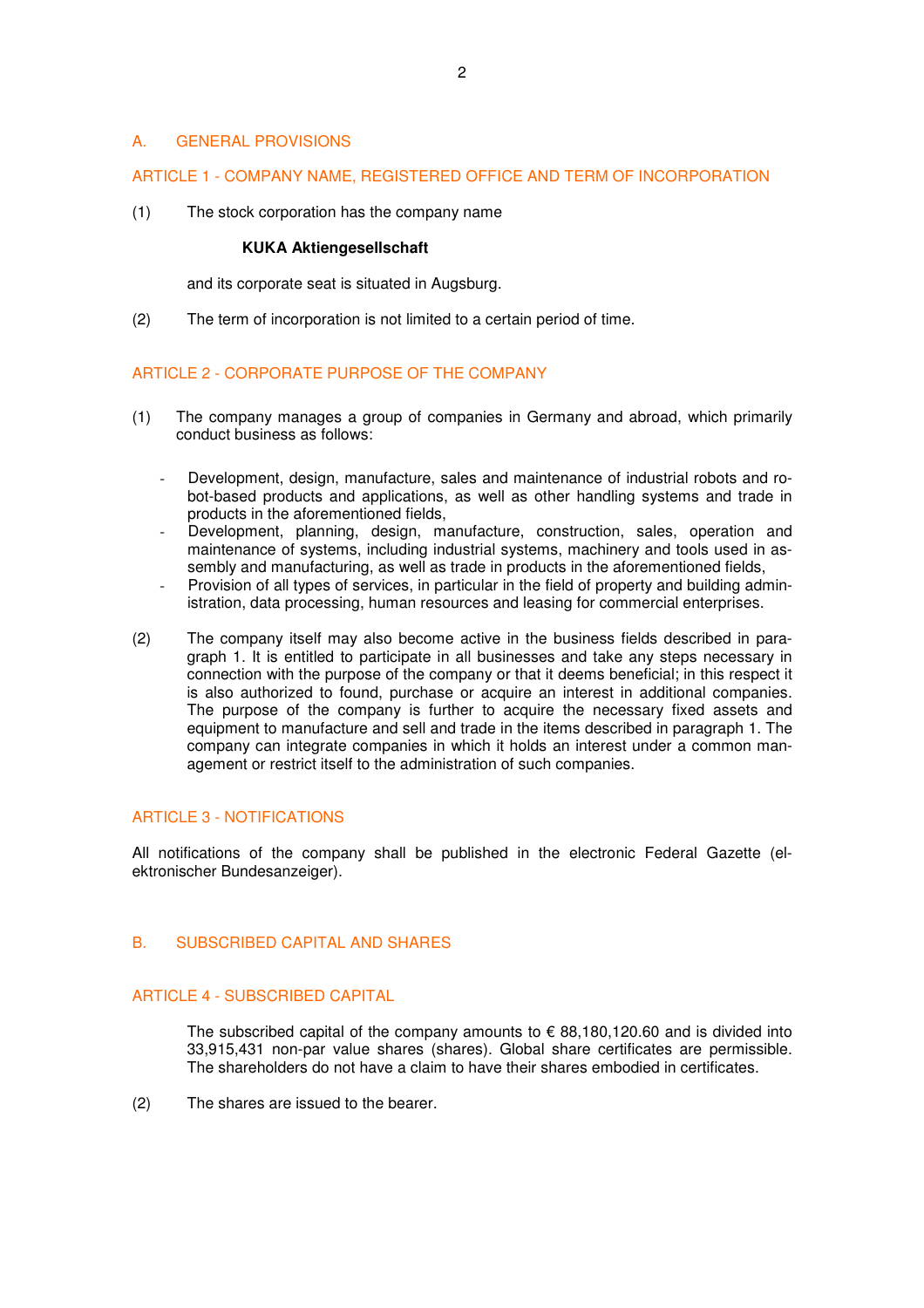## A. GENERAL PROVISIONS

### ARTICLE 1 - COMPANY NAME, REGISTERED OFFICE AND TERM OF INCORPORATION

(1) The stock corporation has the company name

**KUKA Aktiengesellschaft**

and its corporate seat is situated in Augsburg.

(2) The term of incorporation is not limited to a certain period of time.

### ARTICLE 2 - CORPORATE PURPOSE OF THE COMPANY

(1) The company manages a group of companies in Germany and abroad, which primarily conduct business as follows:

- Development, design, manufacture, sales and maintenance of industrial robots and robot-based products and applications, as well as other handling systems and trade in products in the aforementioned fields,
- Development, planning, design, manufacture, construction, sales, operation and maintenance of systems, including industrial systems, machinery and tools used in assembly and manufacturing, as well as trade in products in the aforementioned fields,
- Provision of all types of services, in particular in the field of property and building administration, data processing, human resources and leasing for commercial enterprises.

(2) The company itself may also become active in the business fields described in paragraph 1. It is entitled to participate in all businesses and take any steps necessary in connection with the purpose of the company or that it deems beneficial; in this respect it is also authorized to found, purchase or acquire an interest in additional companies. The purpose of the company is further to acquire the necessary fixed assets and equipment to manufacture and sell and trade in the items described in paragraph 1. The company can integrate companies in which it holds an interest under a common management or restrict itself to the administration of such companies.

### ARTICLE 3 - NOTIFICATIONS

All notifications of the company shall be published in the electronic Federal Gazette (elektronischer Bundesanzeiger).

## B. SUBSCRIBED CAPITAL AND SHARES

### ARTICLE 4 - SUBSCRIBED CAPITAL

The subscribed capital of the company amounts to € 88,180,120.60 and is divided into 33,915,431 non-par value shares (shares). Global share certificates are permissible. The shareholders do not have a claim to have their shares embodied in certificates.

(2) The shares are issued to the bearer.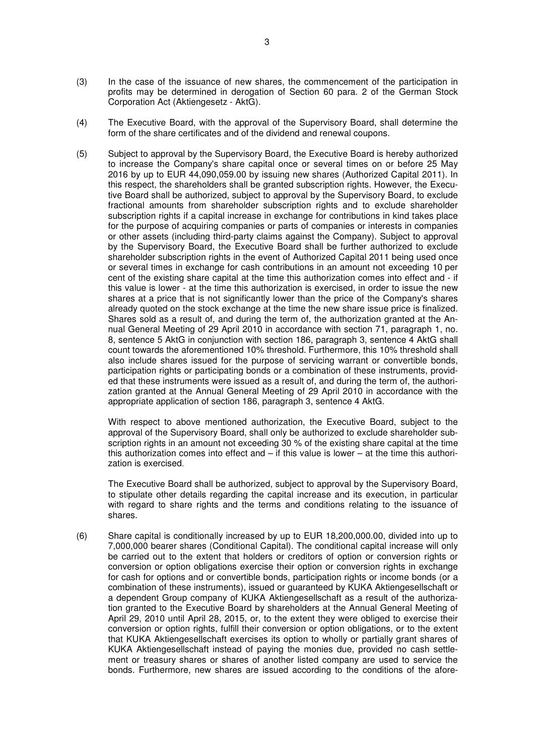(3) In the case of the issuance of new shares, the commencement of the participation in profits may be determined in derogation of Section 60 para. 2 of the German Stock Corporation Act (Aktiengesetz - AktG).

(4) The Executive Board, with the approval of the Supervisory Board, shall determine the form of the share certificates and of the dividend and renewal coupons.

(5) Subject to approval by the Supervisory Board, the Executive Board is hereby authorized to increase the Company's share capital once or several times on or before 25 May 2016 by up to EUR 44,090,059.00 by issuing new shares (Authorized Capital 2011). In this respect, the shareholders shall be granted subscription rights. However, the Executive Board shall be authorized, subject to approval by the Supervisory Board, to exclude fractional amounts from shareholder subscription rights and to exclude shareholder subscription rights if a capital increase in exchange for contributions in kind takes place for the purpose of acquiring companies or parts of companies or interests in companies or other assets (including third-party claims against the Company). Subject to approval by the Supervisory Board, the Executive Board shall be further authorized to exclude shareholder subscription rights in the event of Authorized Capital 2011 being used once or several times in exchange for cash contributions in an amount not exceeding 10 per cent of the existing share capital at the time this authorization comes into effect and - if this value is lower - at the time this authorization is exercised, in order to issue the new shares at a price that is not significantly lower than the price of the Company's shares already quoted on the stock exchange at the time the new share issue price is finalized. Shares sold as a result of, and during the term of, the authorization granted at the Annual General Meeting of 29 April 2010 in accordance with section 71, paragraph 1, no. 8, sentence 5 AktG in conjunction with section 186, paragraph 3, sentence 4 AktG shall count towards the aforementioned 10% threshold. Furthermore, this 10% threshold shall also include shares issued for the purpose of servicing warrant or convertible bonds, participation rights or participating bonds or a combination of these instruments, provided that these instruments were issued as a result of, and during the term of, the authorization granted at the Annual General Meeting of 29 April 2010 in accordance with the appropriate application of section 186, paragraph 3, sentence 4 AktG.

With respect to above mentioned authorization, the Executive Board, subject to the approval of the Supervisory Board, shall only be authorized to exclude shareholder subscription rights in an amount not exceeding 30 % of the existing share capital at the time this authorization comes into effect and – if this value is lower – at the time this authorization is exercised.

The Executive Board shall be authorized, subject to approval by the Supervisory Board, to stipulate other details regarding the capital increase and its execution, in particular with regard to share rights and the terms and conditions relating to the issuance of shares.

(6) Share capital is conditionally increased by up to EUR 18,200,000.00, divided into up to 7,000,000 bearer shares (Conditional Capital). The conditional capital increase will only be carried out to the extent that holders or creditors of option or conversion rights or conversion or option obligations exercise their option or conversion rights in exchange for cash for options and or convertible bonds, participation rights or income bonds (or a combination of these instruments), issued or guaranteed by KUKA Aktiengesellschaft or a dependent Group company of KUKA Aktiengesellschaft as a result of the authorization granted to the Executive Board by shareholders at the Annual General Meeting of April 29, 2010 until April 28, 2015, or, to the extent they were obliged to exercise their conversion or option rights, fulfill their conversion or option obligations, or to the extent that KUKA Aktiengesellschaft exercises its option to wholly or partially grant shares of KUKA Aktiengesellschaft instead of paying the monies due, provided no cash settlement or treasury shares or shares of another listed company are used to service the bonds. Furthermore, new shares are issued according to the conditions of the afore-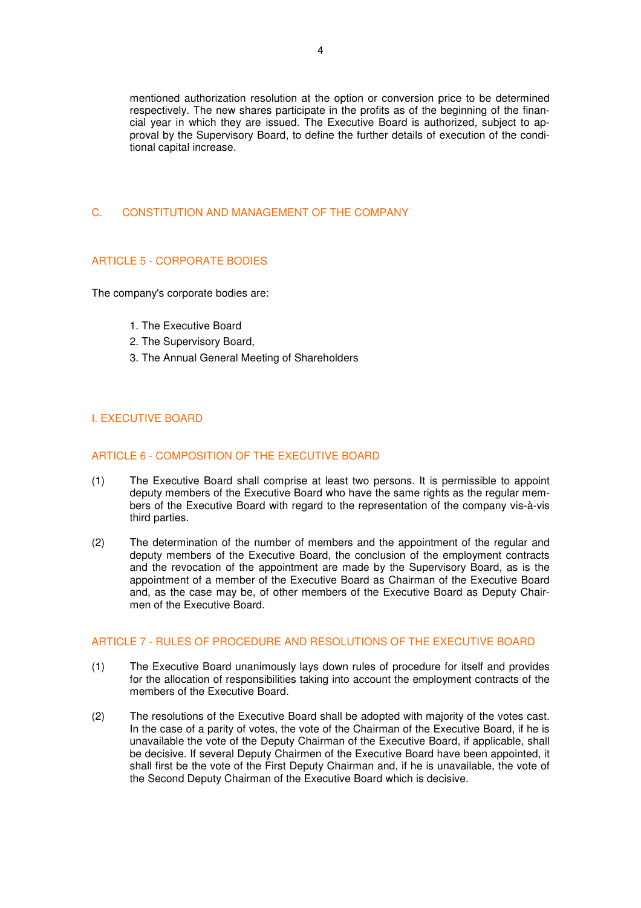mentioned authorization resolution at the option or conversion price to be determined respectively. The new shares participate in the profits as of the beginning of the financial year in which they are issued. The Executive Board is authorized, subject to approval by the Supervisory Board, to define the further details of execution of the conditional capital increase.

## C. CONSTITUTION AND MANAGEMENT OF THE COMPANY

### ARTICLE 5 - CORPORATE BODIES

The company's corporate bodies are:

1. The Executive Board
2. The Supervisory Board,
3. The Annual General Meeting of Shareholders

## I. EXECUTIVE BOARD

### ARTICLE 6 - COMPOSITION OF THE EXECUTIVE BOARD

(1) The Executive Board shall comprise at least two persons. It is permissible to appoint deputy members of the Executive Board who have the same rights as the regular members of the Executive Board with regard to the representation of the company vis-à-vis third parties.

(2) The determination of the number of members and the appointment of the regular and deputy members of the Executive Board, the conclusion of the employment contracts and the revocation of the appointment are made by the Supervisory Board, as is the appointment of a member of the Executive Board as Chairman of the Executive Board and, as the case may be, of other members of the Executive Board as Deputy Chairmen of the Executive Board.

### ARTICLE 7 - RULES OF PROCEDURE AND RESOLUTIONS OF THE EXECUTIVE BOARD

(1) The Executive Board unanimously lays down rules of procedure for itself and provides for the allocation of responsibilities taking into account the employment contracts of the members of the Executive Board.

(2) The resolutions of the Executive Board shall be adopted with majority of the votes cast. In the case of a parity of votes, the vote of the Chairman of the Executive Board, if he is unavailable the vote of the Deputy Chairman of the Executive Board, if applicable, shall be decisive. If several Deputy Chairmen of the Executive Board have been appointed, it shall first be the vote of the First Deputy Chairman and, if he is unavailable, the vote of the Second Deputy Chairman of the Executive Board which is decisive.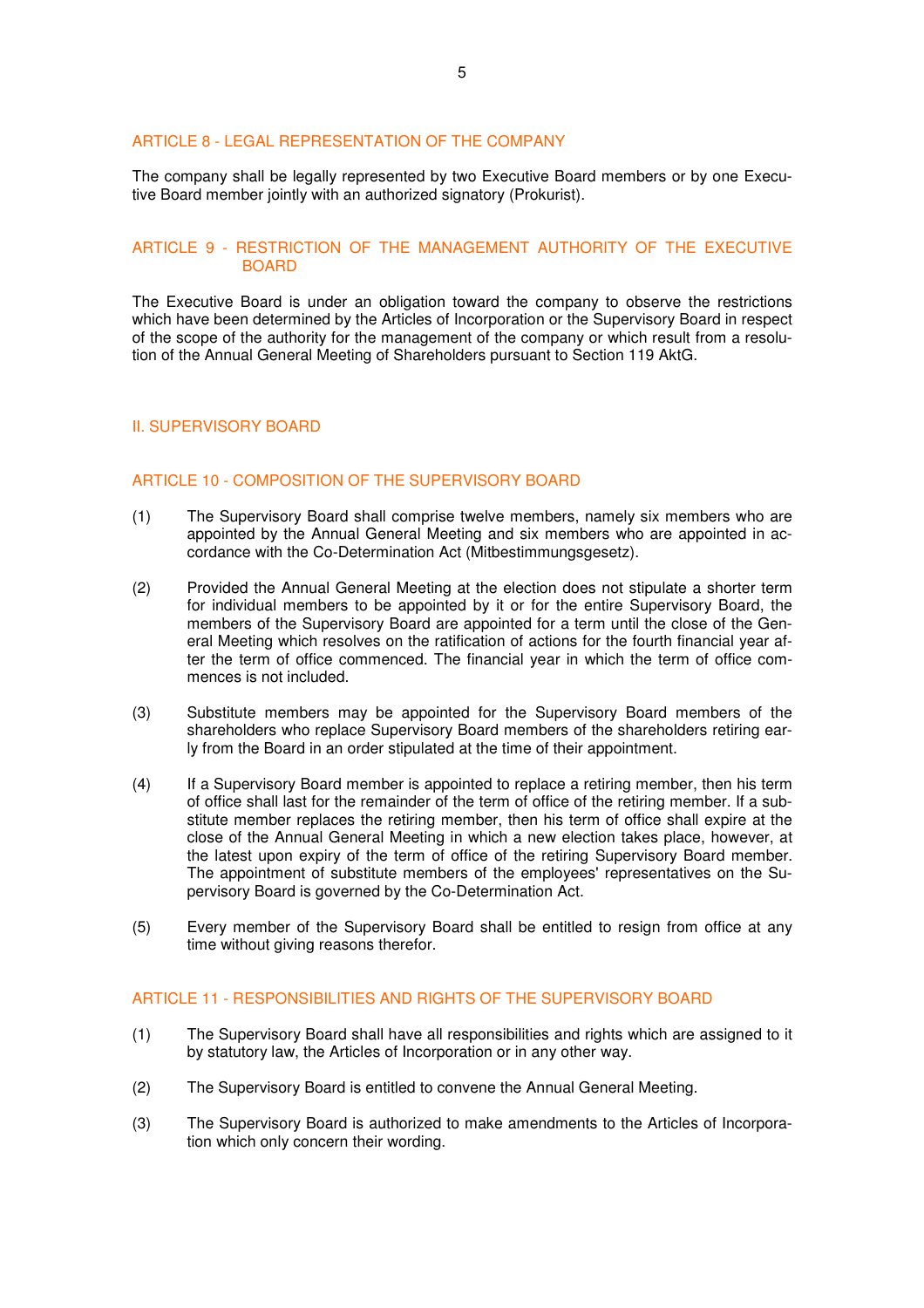## ARTICLE 8 - LEGAL REPRESENTATION OF THE COMPANY

The company shall be legally represented by two Executive Board members or by one Executive Board member jointly with an authorized signatory (Prokurist).

## ARTICLE 9 - RESTRICTION OF THE MANAGEMENT AUTHORITY OF THE EXECUTIVE BOARD

The Executive Board is under an obligation toward the company to observe the restrictions which have been determined by the Articles of Incorporation or the Supervisory Board in respect of the scope of the authority for the management of the company or which result from a resolution of the Annual General Meeting of Shareholders pursuant to Section 119 AktG.

# II. SUPERVISORY BOARD

## ARTICLE 10 - COMPOSITION OF THE SUPERVISORY BOARD

(1) The Supervisory Board shall comprise twelve members, namely six members who are appointed by the Annual General Meeting and six members who are appointed in accordance with the Co-Determination Act (Mitbestimmungsgesetz).

(2) Provided the Annual General Meeting at the election does not stipulate a shorter term for individual members to be appointed by it or for the entire Supervisory Board, the members of the Supervisory Board are appointed for a term until the close of the General Meeting which resolves on the ratification of actions for the fourth financial year after the term of office commenced. The financial year in which the term of office commences is not included.

(3) Substitute members may be appointed for the Supervisory Board members of the shareholders who replace Supervisory Board members of the shareholders retiring early from the Board in an order stipulated at the time of their appointment.

(4) If a Supervisory Board member is appointed to replace a retiring member, then his term of office shall last for the remainder of the term of office of the retiring member. If a substitute member replaces the retiring member, then his term of office shall expire at the close of the Annual General Meeting in which a new election takes place, however, at the latest upon expiry of the term of office of the retiring Supervisory Board member. The appointment of substitute members of the employees' representatives on the Supervisory Board is governed by the Co-Determination Act.

(5) Every member of the Supervisory Board shall be entitled to resign from office at any time without giving reasons therefor.

## ARTICLE 11 - RESPONSIBILITIES AND RIGHTS OF THE SUPERVISORY BOARD

(1) The Supervisory Board shall have all responsibilities and rights which are assigned to it by statutory law, the Articles of Incorporation or in any other way.

(2) The Supervisory Board is entitled to convene the Annual General Meeting.

(3) The Supervisory Board is authorized to make amendments to the Articles of Incorporation which only concern their wording.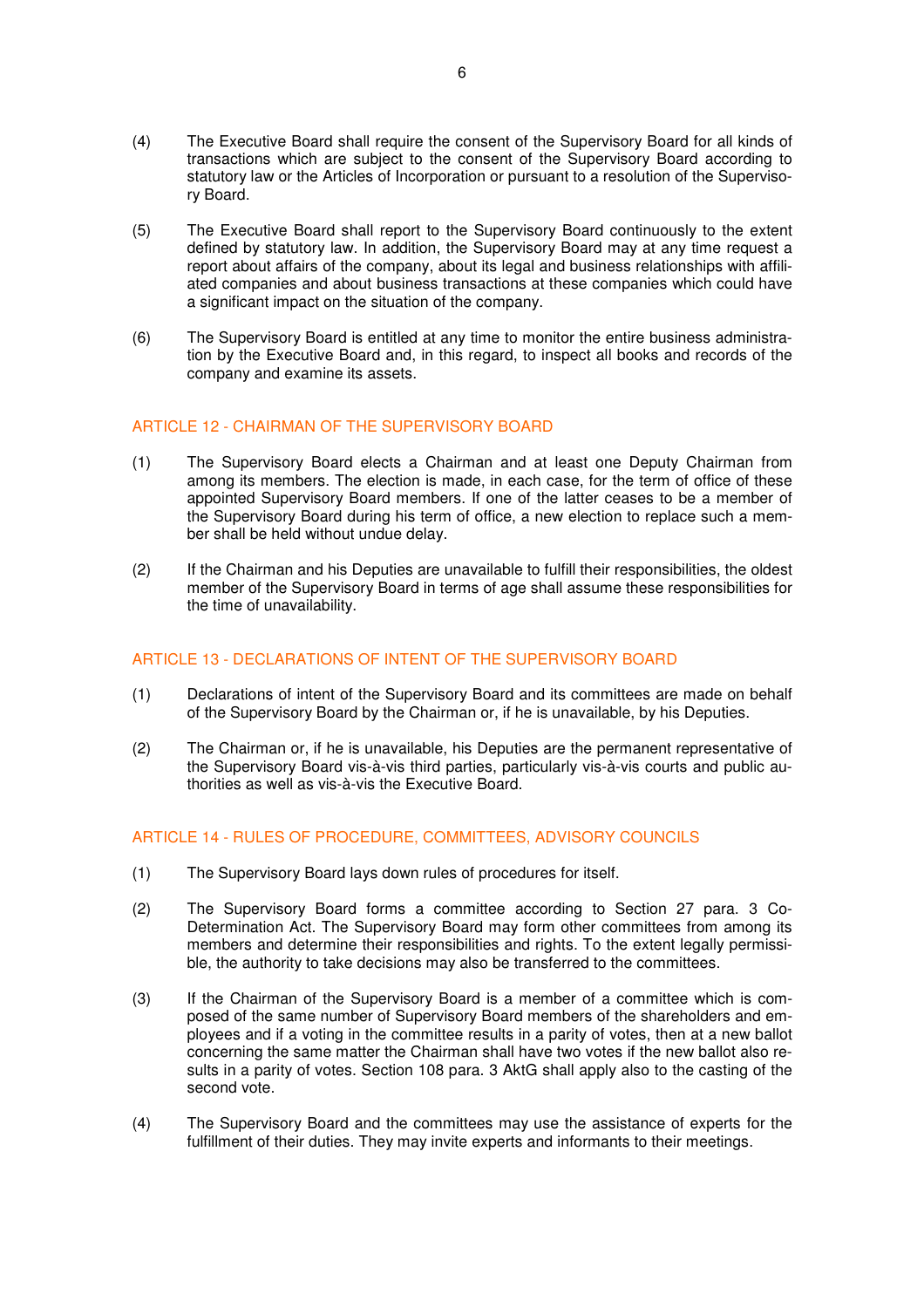(4) The Executive Board shall require the consent of the Supervisory Board for all kinds of transactions which are subject to the consent of the Supervisory Board according to statutory law or the Articles of Incorporation or pursuant to a resolution of the Supervisory Board.

(5) The Executive Board shall report to the Supervisory Board continuously to the extent defined by statutory law. In addition, the Supervisory Board may at any time request a report about affairs of the company, about its legal and business relationships with affiliated companies and about business transactions at these companies which could have a significant impact on the situation of the company.

(6) The Supervisory Board is entitled at any time to monitor the entire business administration by the Executive Board and, in this regard, to inspect all books and records of the company and examine its assets.

## ARTICLE 12 - CHAIRMAN OF THE SUPERVISORY BOARD

(1) The Supervisory Board elects a Chairman and at least one Deputy Chairman from among its members. The election is made, in each case, for the term of office of these appointed Supervisory Board members. If one of the latter ceases to be a member of the Supervisory Board during his term of office, a new election to replace such a member shall be held without undue delay.

(2) If the Chairman and his Deputies are unavailable to fulfill their responsibilities, the oldest member of the Supervisory Board in terms of age shall assume these responsibilities for the time of unavailability.

## ARTICLE 13 - DECLARATIONS OF INTENT OF THE SUPERVISORY BOARD

(1) Declarations of intent of the Supervisory Board and its committees are made on behalf of the Supervisory Board by the Chairman or, if he is unavailable, by his Deputies.

(2) The Chairman or, if he is unavailable, his Deputies are the permanent representative of the Supervisory Board vis-à-vis third parties, particularly vis-à-vis courts and public authorities as well as vis-à-vis the Executive Board.

## ARTICLE 14 - RULES OF PROCEDURE, COMMITTEES, ADVISORY COUNCILS

(1) The Supervisory Board lays down rules of procedures for itself.

(2) The Supervisory Board forms a committee according to Section 27 para. 3 Co-Determination Act. The Supervisory Board may form other committees from among its members and determine their responsibilities and rights. To the extent legally permissible, the authority to take decisions may also be transferred to the committees.

(3) If the Chairman of the Supervisory Board is a member of a committee which is composed of the same number of Supervisory Board members of the shareholders and employees and if a voting in the committee results in a parity of votes, then at a new ballot concerning the same matter the Chairman shall have two votes if the new ballot also results in a parity of votes. Section 108 para. 3 AktG shall apply also to the casting of the second vote.

(4) The Supervisory Board and the committees may use the assistance of experts for the fulfillment of their duties. They may invite experts and informants to their meetings.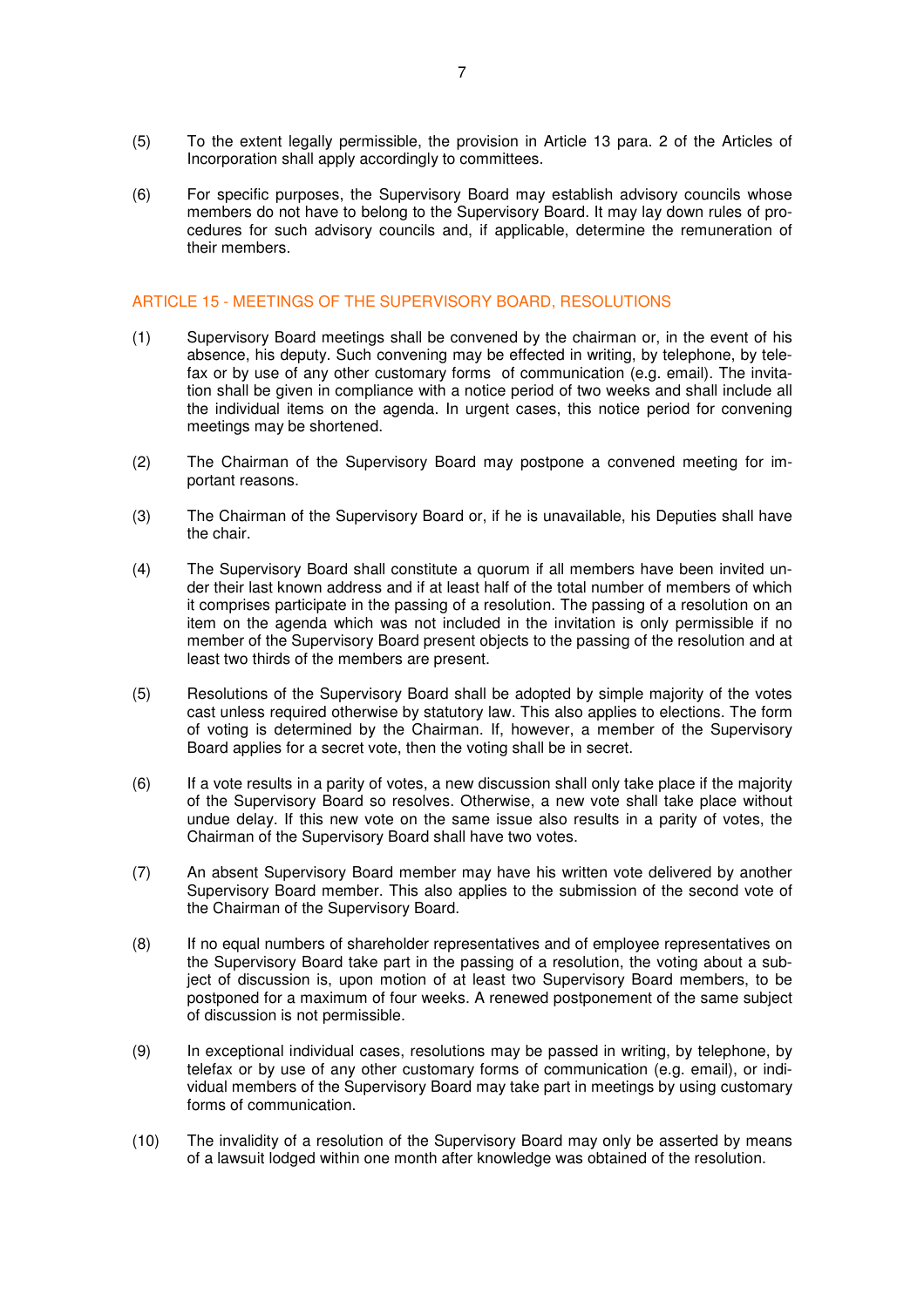(5) To the extent legally permissible, the provision in Article 13 para. 2 of the Articles of Incorporation shall apply accordingly to committees.

(6) For specific purposes, the Supervisory Board may establish advisory councils whose members do not have to belong to the Supervisory Board. It may lay down rules of procedures for such advisory councils and, if applicable, determine the remuneration of their members.

## ARTICLE 15 - MEETINGS OF THE SUPERVISORY BOARD, RESOLUTIONS

(1) Supervisory Board meetings shall be convened by the chairman or, in the event of his absence, his deputy. Such convening may be effected in writing, by telephone, by telefax or by use of any other customary forms of communication (e.g. email). The invitation shall be given in compliance with a notice period of two weeks and shall include all the individual items on the agenda. In urgent cases, this notice period for convening meetings may be shortened.

(2) The Chairman of the Supervisory Board may postpone a convened meeting for important reasons.

(3) The Chairman of the Supervisory Board or, if he is unavailable, his Deputies shall have the chair.

(4) The Supervisory Board shall constitute a quorum if all members have been invited under their last known address and if at least half of the total number of members of which it comprises participate in the passing of a resolution. The passing of a resolution on an item on the agenda which was not included in the invitation is only permissible if no member of the Supervisory Board present objects to the passing of the resolution and at least two thirds of the members are present.

(5) Resolutions of the Supervisory Board shall be adopted by simple majority of the votes cast unless required otherwise by statutory law. This also applies to elections. The form of voting is determined by the Chairman. If, however, a member of the Supervisory Board applies for a secret vote, then the voting shall be in secret.

(6) If a vote results in a parity of votes, a new discussion shall only take place if the majority of the Supervisory Board so resolves. Otherwise, a new vote shall take place without undue delay. If this new vote on the same issue also results in a parity of votes, the Chairman of the Supervisory Board shall have two votes.

(7) An absent Supervisory Board member may have his written vote delivered by another Supervisory Board member. This also applies to the submission of the second vote of the Chairman of the Supervisory Board.

(8) If no equal numbers of shareholder representatives and of employee representatives on the Supervisory Board take part in the passing of a resolution, the voting about a subject of discussion is, upon motion of at least two Supervisory Board members, to be postponed for a maximum of four weeks. A renewed postponement of the same subject of discussion is not permissible.

(9) In exceptional individual cases, resolutions may be passed in writing, by telephone, by telefax or by use of any other customary forms of communication (e.g. email), or individual members of the Supervisory Board may take part in meetings by using customary forms of communication.

(10) The invalidity of a resolution of the Supervisory Board may only be asserted by means of a lawsuit lodged within one month after knowledge was obtained of the resolution.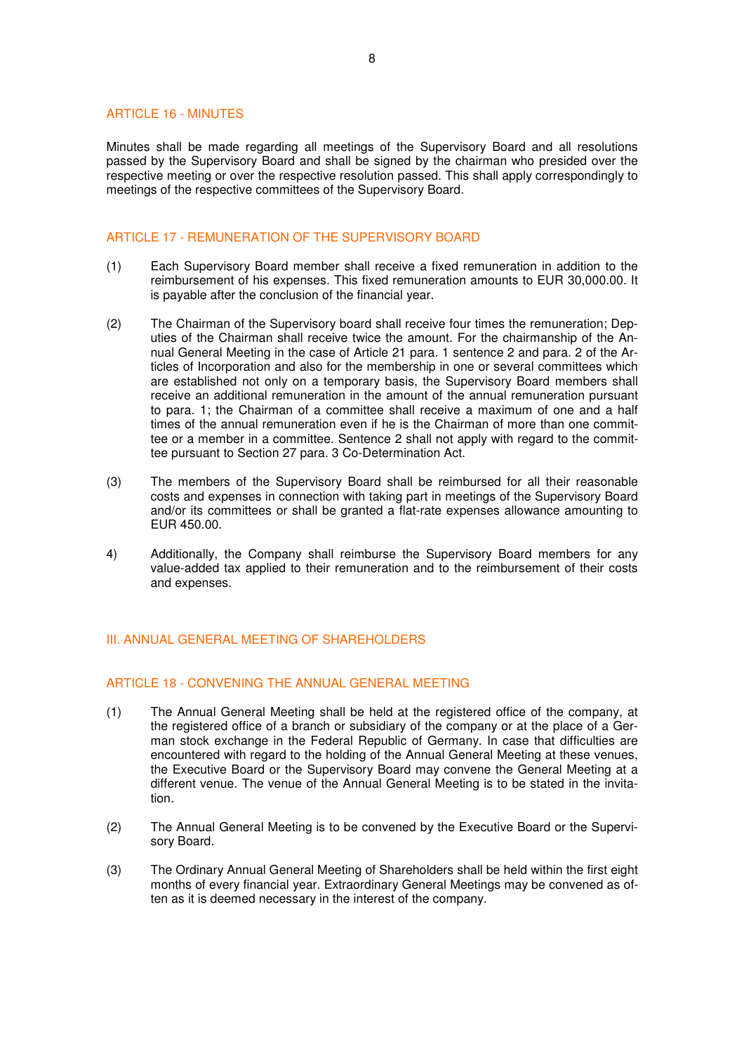## ARTICLE 16 - MINUTES

Minutes shall be made regarding all meetings of the Supervisory Board and all resolutions passed by the Supervisory Board and shall be signed by the chairman who presided over the respective meeting or over the respective resolution passed. This shall apply correspondingly to meetings of the respective committees of the Supervisory Board.

## ARTICLE 17 - REMUNERATION OF THE SUPERVISORY BOARD

(1) Each Supervisory Board member shall receive a fixed remuneration in addition to the reimbursement of his expenses. This fixed remuneration amounts to EUR 30,000.00. It is payable after the conclusion of the financial year.

(2) The Chairman of the Supervisory board shall receive four times the remuneration; Deputies of the Chairman shall receive twice the amount. For the chairmanship of the Annual General Meeting in the case of Article 21 para. 1 sentence 2 and para. 2 of the Articles of Incorporation and also for the membership in one or several committees which are established not only on a temporary basis, the Supervisory Board members shall receive an additional remuneration in the amount of the annual remuneration pursuant to para. 1; the Chairman of a committee shall receive a maximum of one and a half times of the annual remuneration even if he is the Chairman of more than one committee or a member in a committee. Sentence 2 shall not apply with regard to the committee pursuant to Section 27 para. 3 Co-Determination Act.

(3) The members of the Supervisory Board shall be reimbursed for all their reasonable costs and expenses in connection with taking part in meetings of the Supervisory Board and/or its committees or shall be granted a flat-rate expenses allowance amounting to EUR 450.00.

4) Additionally, the Company shall reimburse the Supervisory Board members for any value-added tax applied to their remuneration and to the reimbursement of their costs and expenses.

# III. ANNUAL GENERAL MEETING OF SHAREHOLDERS

## ARTICLE 18 - CONVENING THE ANNUAL GENERAL MEETING

(1) The Annual General Meeting shall be held at the registered office of the company, at the registered office of a branch or subsidiary of the company or at the place of a German stock exchange in the Federal Republic of Germany. In case that difficulties are encountered with regard to the holding of the Annual General Meeting at these venues, the Executive Board or the Supervisory Board may convene the General Meeting at a different venue. The venue of the Annual General Meeting is to be stated in the invitation.

(2) The Annual General Meeting is to be convened by the Executive Board or the Supervisory Board.

(3) The Ordinary Annual General Meeting of Shareholders shall be held within the first eight months of every financial year. Extraordinary General Meetings may be convened as often as it is deemed necessary in the interest of the company.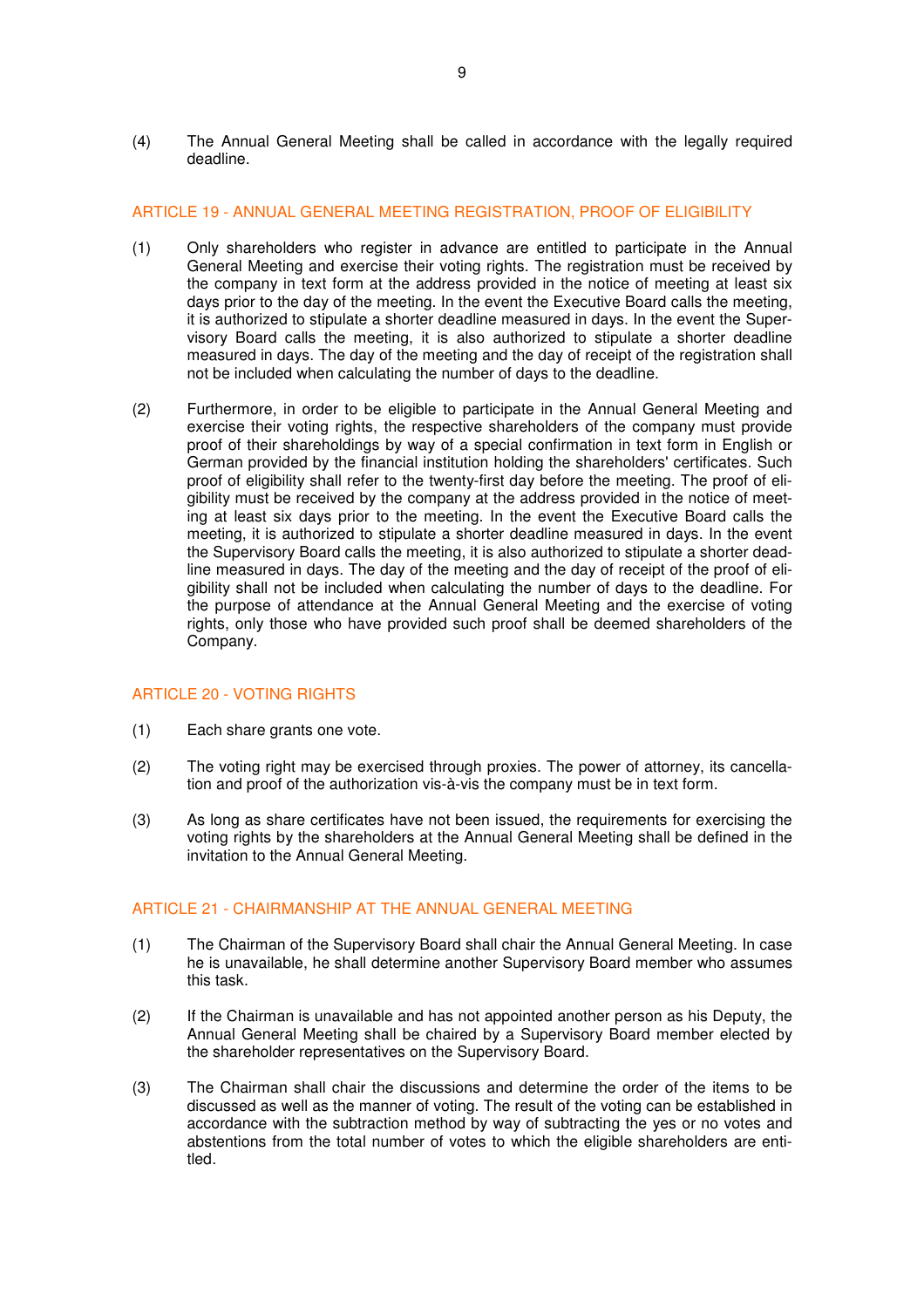(4) The Annual General Meeting shall be called in accordance with the legally required deadline.

## ARTICLE 19 - ANNUAL GENERAL MEETING REGISTRATION, PROOF OF ELIGIBILITY

(1) Only shareholders who register in advance are entitled to participate in the Annual General Meeting and exercise their voting rights. The registration must be received by the company in text form at the address provided in the notice of meeting at least six days prior to the day of the meeting. In the event the Executive Board calls the meeting, it is authorized to stipulate a shorter deadline measured in days. In the event the Supervisory Board calls the meeting, it is also authorized to stipulate a shorter deadline measured in days. The day of the meeting and the day of receipt of the registration shall not be included when calculating the number of days to the deadline.

(2) Furthermore, in order to be eligible to participate in the Annual General Meeting and exercise their voting rights, the respective shareholders of the company must provide proof of their shareholdings by way of a special confirmation in text form in English or German provided by the financial institution holding the shareholders' certificates. Such proof of eligibility shall refer to the twenty-first day before the meeting. The proof of eligibility must be received by the company at the address provided in the notice of meeting at least six days prior to the meeting. In the event the Executive Board calls the meeting, it is authorized to stipulate a shorter deadline measured in days. In the event the Supervisory Board calls the meeting, it is also authorized to stipulate a shorter deadline measured in days. The day of the meeting and the day of receipt of the proof of eligibility shall not be included when calculating the number of days to the deadline. For the purpose of attendance at the Annual General Meeting and the exercise of voting rights, only those who have provided such proof shall be deemed shareholders of the Company.

## ARTICLE 20 - VOTING RIGHTS

(1) Each share grants one vote.

(2) The voting right may be exercised through proxies. The power of attorney, its cancellation and proof of the authorization vis-à-vis the company must be in text form.

(3) As long as share certificates have not been issued, the requirements for exercising the voting rights by the shareholders at the Annual General Meeting shall be defined in the invitation to the Annual General Meeting.

## ARTICLE 21 - CHAIRMANSHIP AT THE ANNUAL GENERAL MEETING

(1) The Chairman of the Supervisory Board shall chair the Annual General Meeting. In case he is unavailable, he shall determine another Supervisory Board member who assumes this task.

(2) If the Chairman is unavailable and has not appointed another person as his Deputy, the Annual General Meeting shall be chaired by a Supervisory Board member elected by the shareholder representatives on the Supervisory Board.

(3) The Chairman shall chair the discussions and determine the order of the items to be discussed as well as the manner of voting. The result of the voting can be established in accordance with the subtraction method by way of subtracting the yes or no votes and abstentions from the total number of votes to which the eligible shareholders are entitled.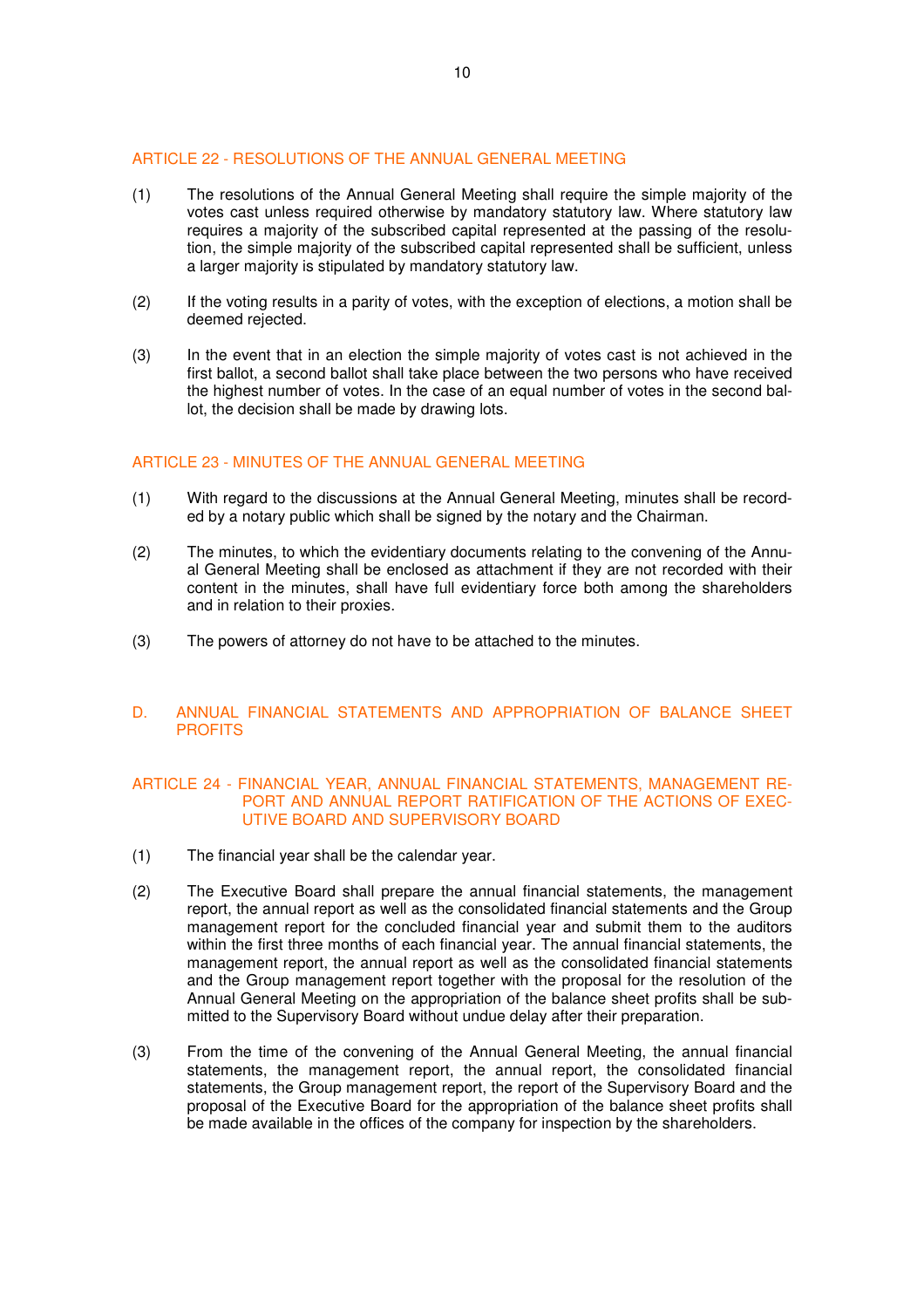## ARTICLE 22 - RESOLUTIONS OF THE ANNUAL GENERAL MEETING

(1) The resolutions of the Annual General Meeting shall require the simple majority of the votes cast unless required otherwise by mandatory statutory law. Where statutory law requires a majority of the subscribed capital represented at the passing of the resolution, the simple majority of the subscribed capital represented shall be sufficient, unless a larger majority is stipulated by mandatory statutory law.

(2) If the voting results in a parity of votes, with the exception of elections, a motion shall be deemed rejected.

(3) In the event that in an election the simple majority of votes cast is not achieved in the first ballot, a second ballot shall take place between the two persons who have received the highest number of votes. In the case of an equal number of votes in the second ballot, the decision shall be made by drawing lots.

## ARTICLE 23 - MINUTES OF THE ANNUAL GENERAL MEETING

(1) With regard to the discussions at the Annual General Meeting, minutes shall be recorded by a notary public which shall be signed by the notary and the Chairman.

(2) The minutes, to which the evidentiary documents relating to the convening of the Annual General Meeting shall be enclosed as attachment if they are not recorded with their content in the minutes, shall have full evidentiary force both among the shareholders and in relation to their proxies.

(3) The powers of attorney do not have to be attached to the minutes.

# D. ANNUAL FINANCIAL STATEMENTS AND APPROPRIATION OF BALANCE SHEET PROFITS

## ARTICLE 24 - FINANCIAL YEAR, ANNUAL FINANCIAL STATEMENTS, MANAGEMENT REPORT AND ANNUAL REPORT RATIFICATION OF THE ACTIONS OF EXECUTIVE BOARD AND SUPERVISORY BOARD

(1) The financial year shall be the calendar year.

(2) The Executive Board shall prepare the annual financial statements, the management report, the annual report as well as the consolidated financial statements and the Group management report for the concluded financial year and submit them to the auditors within the first three months of each financial year. The annual financial statements, the management report, the annual report as well as the consolidated financial statements and the Group management report together with the proposal for the resolution of the Annual General Meeting on the appropriation of the balance sheet profits shall be submitted to the Supervisory Board without undue delay after their preparation.

(3) From the time of the convening of the Annual General Meeting, the annual financial statements, the management report, the annual report, the consolidated financial statements, the Group management report, the report of the Supervisory Board and the proposal of the Executive Board for the appropriation of the balance sheet profits shall be made available in the offices of the company for inspection by the shareholders.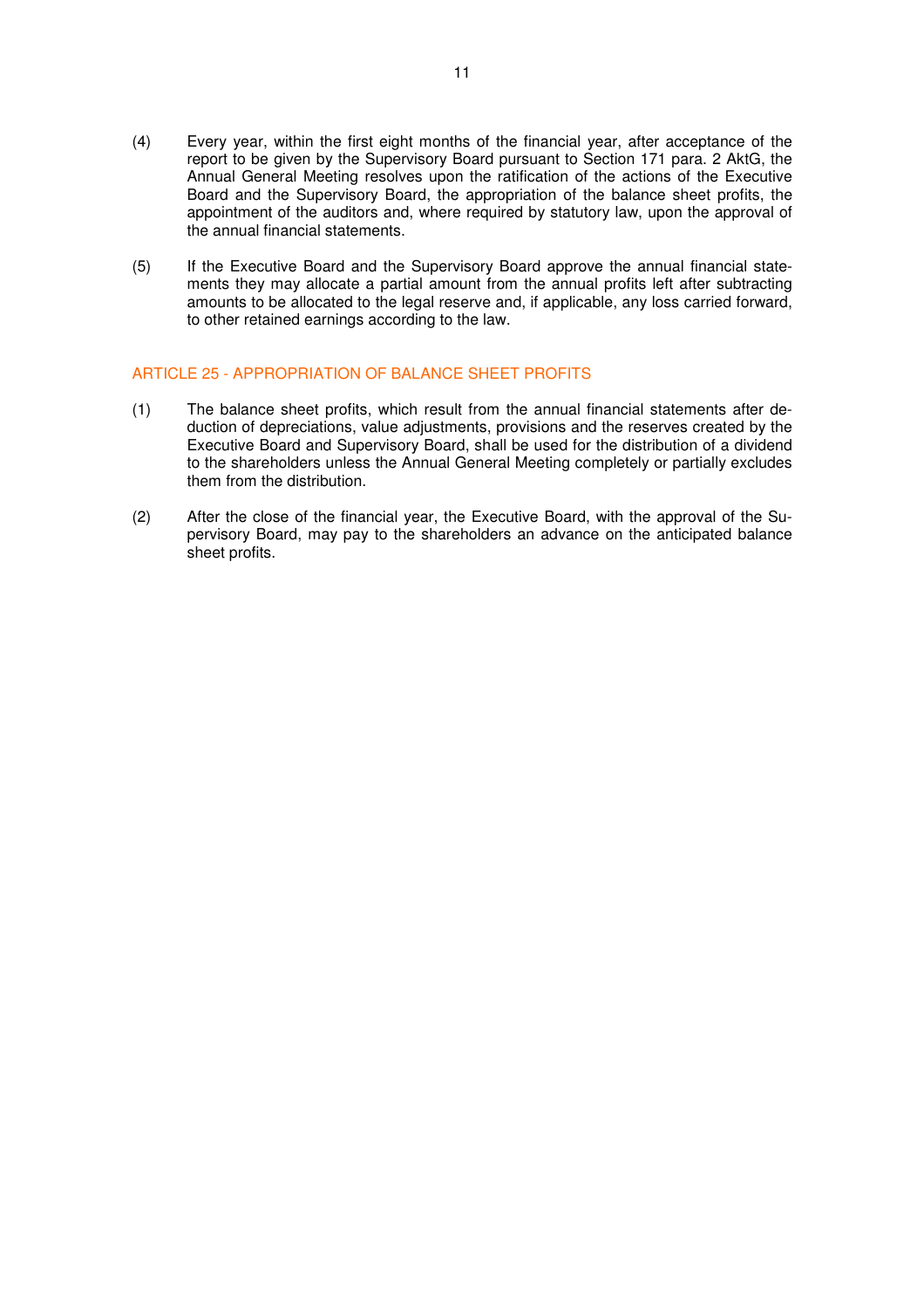(4) Every year, within the first eight months of the financial year, after acceptance of the report to be given by the Supervisory Board pursuant to Section 171 para. 2 AktG, the Annual General Meeting resolves upon the ratification of the actions of the Executive Board and the Supervisory Board, the appropriation of the balance sheet profits, the appointment of the auditors and, where required by statutory law, upon the approval of the annual financial statements.

(5) If the Executive Board and the Supervisory Board approve the annual financial statements they may allocate a partial amount from the annual profits left after subtracting amounts to be allocated to the legal reserve and, if applicable, any loss carried forward, to other retained earnings according to the law.

## ARTICLE 25 - APPROPRIATION OF BALANCE SHEET PROFITS

(1) The balance sheet profits, which result from the annual financial statements after deduction of depreciations, value adjustments, provisions and the reserves created by the Executive Board and Supervisory Board, shall be used for the distribution of a dividend to the shareholders unless the Annual General Meeting completely or partially excludes them from the distribution.

(2) After the close of the financial year, the Executive Board, with the approval of the Supervisory Board, may pay to the shareholders an advance on the anticipated balance sheet profits.